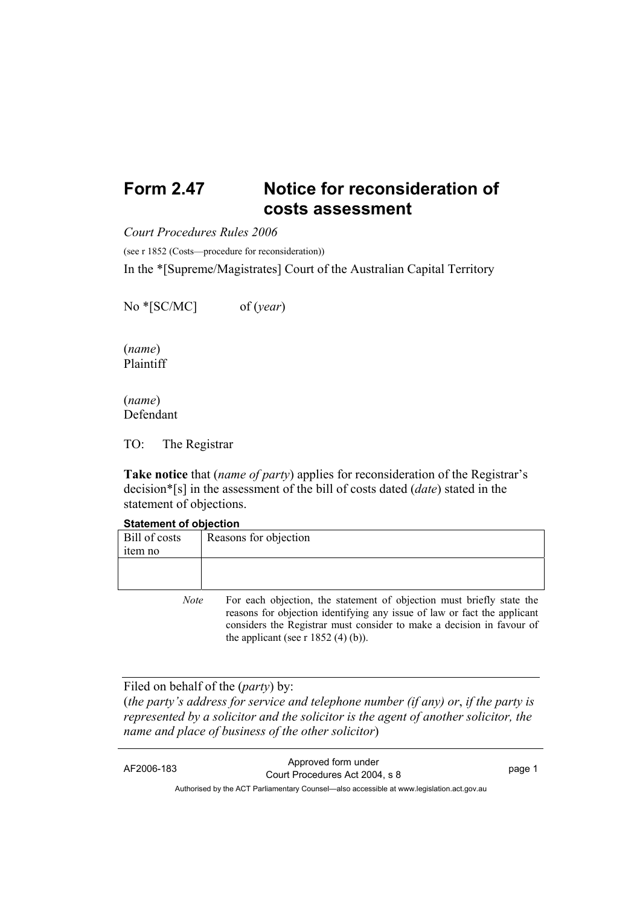# Form 2.47 Notice for reconsideration of costs assessment

*Court Procedures Rules 2006*

(see r 1852 (Costs—procedure for reconsideration))

In the *[Supreme/Magistrates] Court of the Australian Capital Territory

No *[SC/MC] of (*year*)

(*name*)
Plaintiff

(*name*)
Defendant

TO: The Registrar

**Take notice** that (*name of party*) applies for reconsideration of the Registrar's decision*[s] in the assessment of the bill of costs dated (*date*) stated in the statement of objections.

**Statement of objection**

| Bill of costs item no | Reasons for objection |
|---|---|
| | |

*Note* For each objection, the statement of objection must briefly state the reasons for objection identifying any issue of law or fact the applicant considers the Registrar must consider to make a decision in favour of the applicant (see r 1852 (4) (b)).

Filed on behalf of the (*party*) by:
(*the party's address for service and telephone number (if any) or*, *if the party is represented by a solicitor and the solicitor is the agent of another solicitor, the name and place of business of the other solicitor*)

AF2006-183 Approved form under Court Procedures Act 2004, s 8

Authorised by the ACT Parliamentary Counsel—also accessible at www.legislation.act.gov.au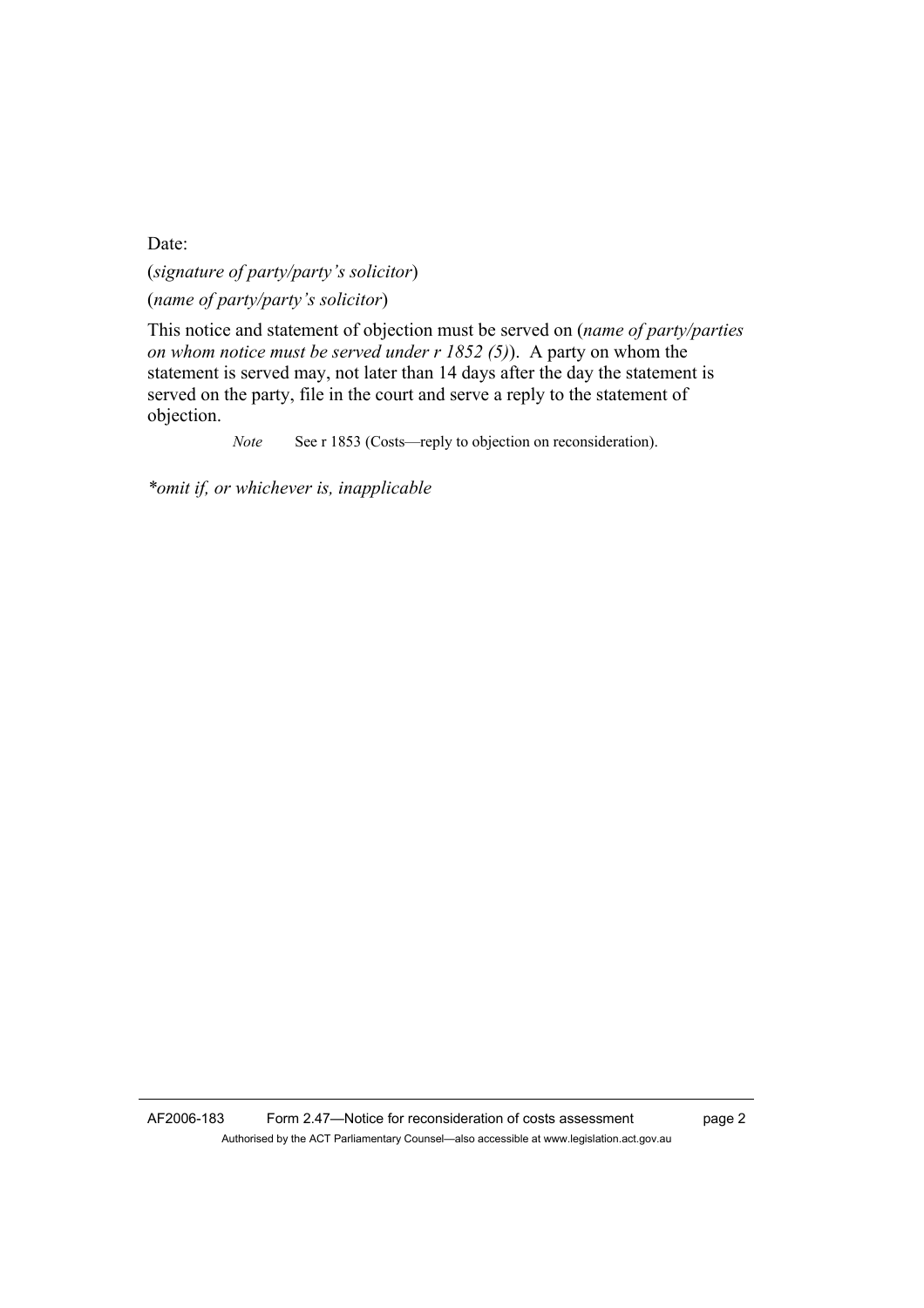Date:

(*signature of party/party's solicitor*)

(*name of party/party's solicitor*)

This notice and statement of objection must be served on (*name of party/parties on whom notice must be served under r 1852 (5)*). A party on whom the statement is served may, not later than 14 days after the day the statement is served on the party, file in the court and serve a reply to the statement of objection.

*Note* See r 1853 (Costs—reply to objection on reconsideration).

*\*omit if, or whichever is, inapplicable*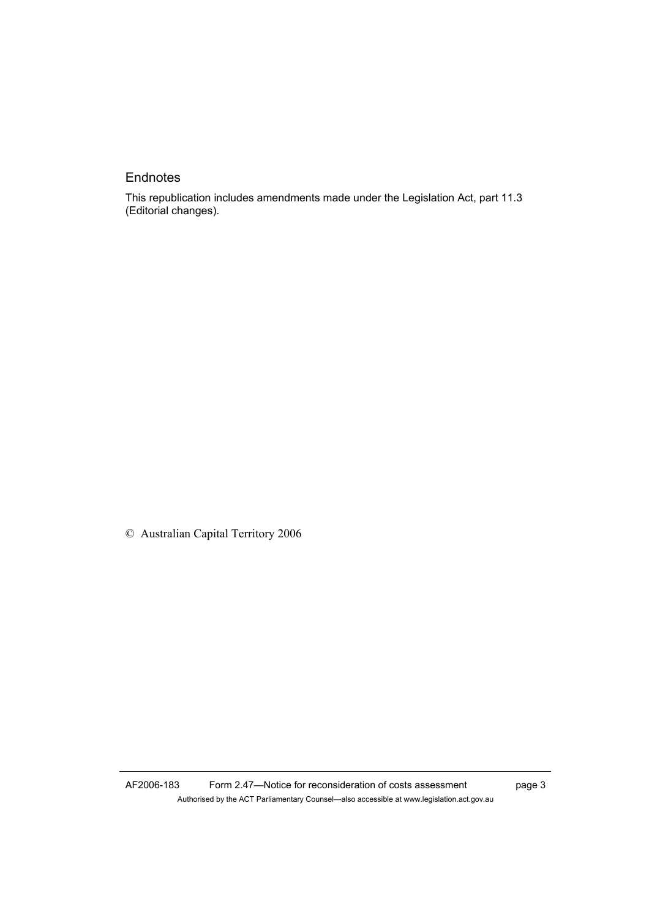## Endnotes

This republication includes amendments made under the Legislation Act, part 11.3 (Editorial changes).

© Australian Capital Territory 2006